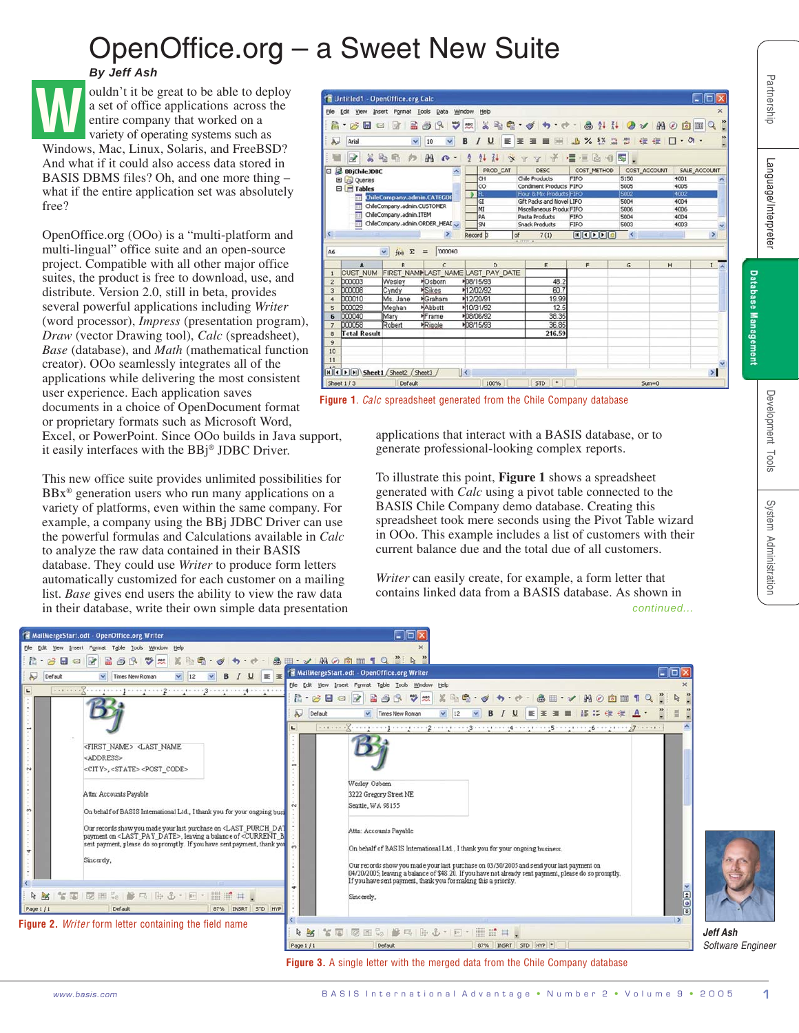# OpenOffice.org – a Sweet New Suite

***By Jeff Ash***

Wouldn't it be great to be able to deploy a set of office applications across the entire company that worked on a variety of operating systems such as Windows, Mac, Linux, Solaris, and FreeBSD? And what if it could also access data stored in BASIS DBMS files? Oh, and one more thing – what if the entire application set was absolutely free?

OpenOffice.org (OOo) is a "multi-platform and multi-lingual" office suite and an open-source project. Compatible with all other major office suites, the product is free to download, use, and distribute. Version 2.0, still in beta, provides several powerful applications including *Writer* (word processor), *Impress* (presentation program), *Draw* (vector Drawing tool), *Calc* (spreadsheet), *Base* (database), and *Math* (mathematical function creator). OOo seamlessly integrates all of the applications while delivering the most consistent user experience. Each application saves documents in a choice of OpenDocument format or proprietary formats such as Microsoft Word, Excel, or PowerPoint. Since OOo builds in Java support, it easily interfaces with the BBj® JDBC Driver.

This new office suite provides unlimited possibilities for BBx® generation users who run many applications on a variety of platforms, even within the same company. For example, a company using the BBj JDBC Driver can use the powerful formulas and Calculations available in *Calc* to analyze the raw data contained in their BASIS database. They could use *Writer* to produce form letters automatically customized for each customer on a mailing list. *Base* gives end users the ability to view the raw data in their database, write their own simple data presentation applications that interact with a BASIS database, or to generate professional-looking complex reports.

To illustrate this point, **Figure 1** shows a spreadsheet generated with *Calc* using a pivot table connected to the BASIS Chile Company demo database. Creating this spreadsheet took mere seconds using the Pivot Table wizard in OOo. This example includes a list of customers with their current balance due and the total due of all customers.

**Figure 1**. *Calc* spreadsheet generated from the Chile Company database

*Writer* can easily create, for example, a form letter that contains linked data from a BASIS database. As shown in

*continued...*

**Figure 2.** *Writer* form letter containing the field name

**Figure 3.** A single letter with the merged data from the Chile Company database

**Jeff Ash**
*Software Engineer*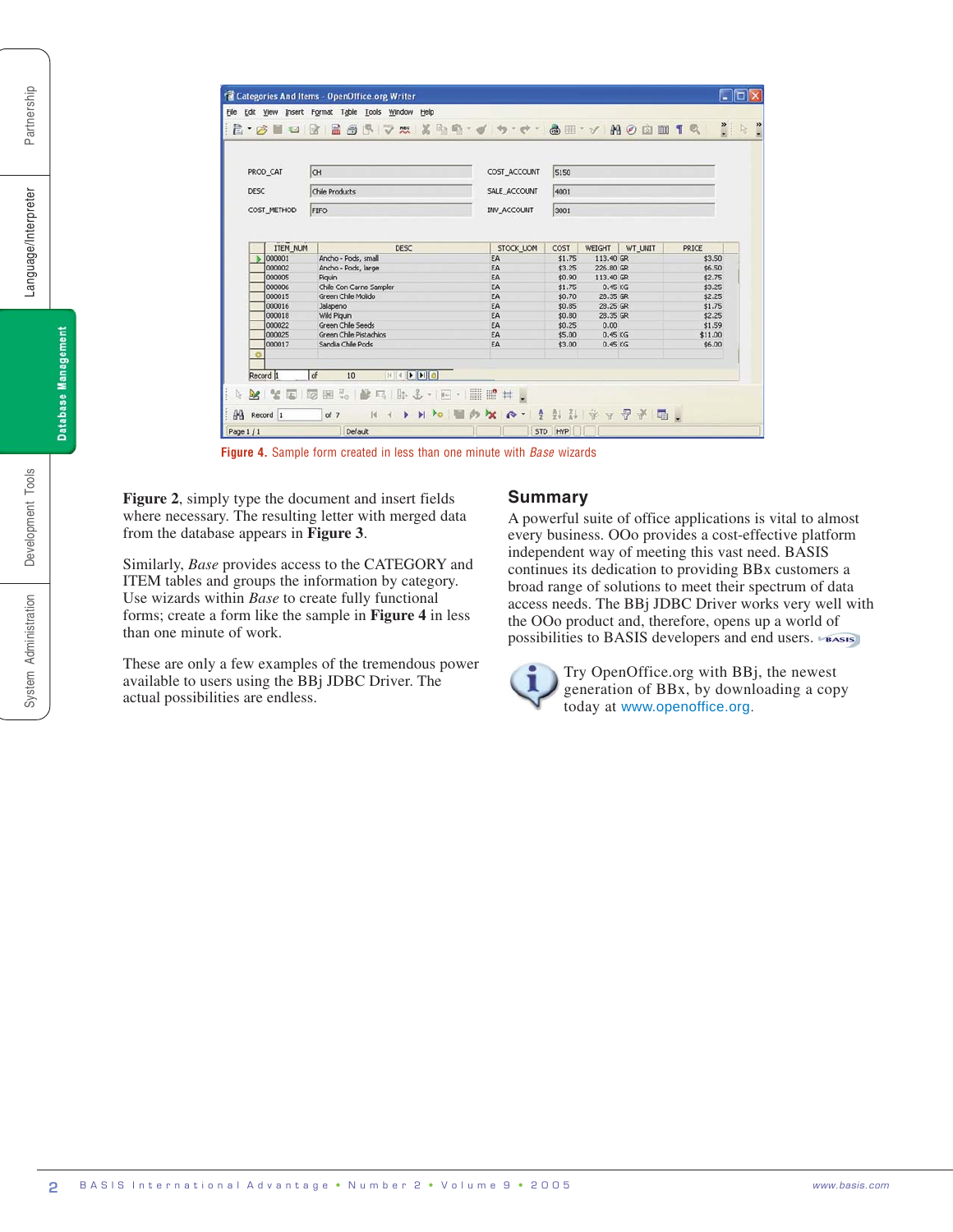Figure 4. Sample form created in less than one minute with *Base* wizards

**Figure 2**, simply type the document and insert fields where necessary. The resulting letter with merged data from the database appears in **Figure 3**.

Similarly, *Base* provides access to the CATEGORY and ITEM tables and groups the information by category. Use wizards within *Base* to create fully functional forms; create a form like the sample in **Figure 4** in less than one minute of work.

These are only a few examples of the tremendous power available to users using the BBj JDBC Driver. The actual possibilities are endless.

## Summary

A powerful suite of office applications is vital to almost every business. OOo provides a cost-effective platform independent way of meeting this vast need. BASIS continues its dedication to providing BBx customers a broad range of solutions to meet their spectrum of data access needs. The BBj JDBC Driver works very well with the OOo product and, therefore, opens up a world of possibilities to BASIS developers and end users.

Try OpenOffice.org with BBj, the newest generation of BBx, by downloading a copy today at www.openoffice.org.